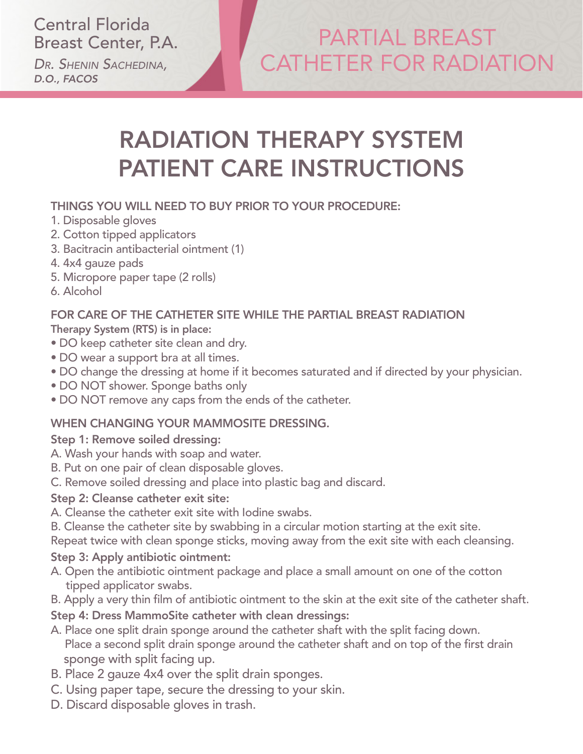Central Florida Breast Center, P.A.

*Dr. Shenin Sachedina, D.O., FACOS*

# PARTIAL BREAST CATHETER FOR RADIATION

# RADIATION THERAPY SYSTEM PATIENT CARE INSTRUCTIONS

## THINGS YOU WILL NEED TO BUY PRIOR TO YOUR PROCEDURE:

1. Disposable gloves
2. Cotton tipped applicators
3. Bacitracin antibacterial ointment (1)
4. 4x4 gauze pads
5. Micropore paper tape (2 rolls)
6. Alcohol

## FOR CARE OF THE CATHETER SITE WHILE THE PARTIAL BREAST RADIATION Therapy System (RTS) is in place:

- DO keep catheter site clean and dry.
- DO wear a support bra at all times.
- DO change the dressing at home if it becomes saturated and if directed by your physician.
- DO NOT shower. Sponge baths only
- DO NOT remove any caps from the ends of the catheter.

## WHEN CHANGING YOUR MAMMOSITE DRESSING.

**Step 1: Remove soiled dressing:**

A. Wash your hands with soap and water.
B. Put on one pair of clean disposable gloves.
C. Remove soiled dressing and place into plastic bag and discard.

**Step 2: Cleanse catheter exit site:**

A. Cleanse the catheter exit site with Iodine swabs.
B. Cleanse the catheter site by swabbing in a circular motion starting at the exit site.
Repeat twice with clean sponge sticks, moving away from the exit site with each cleansing.

**Step 3: Apply antibiotic ointment:**

A. Open the antibiotic ointment package and place a small amount on one of the cotton tipped applicator swabs.
B. Apply a very thin film of antibiotic ointment to the skin at the exit site of the catheter shaft.

**Step 4: Dress MammoSite catheter with clean dressings:**

A. Place one split drain sponge around the catheter shaft with the split facing down. Place a second split drain sponge around the catheter shaft and on top of the first drain sponge with split facing up.
B. Place 2 gauze 4x4 over the split drain sponges.
C. Using paper tape, secure the dressing to your skin.
D. Discard disposable gloves in trash.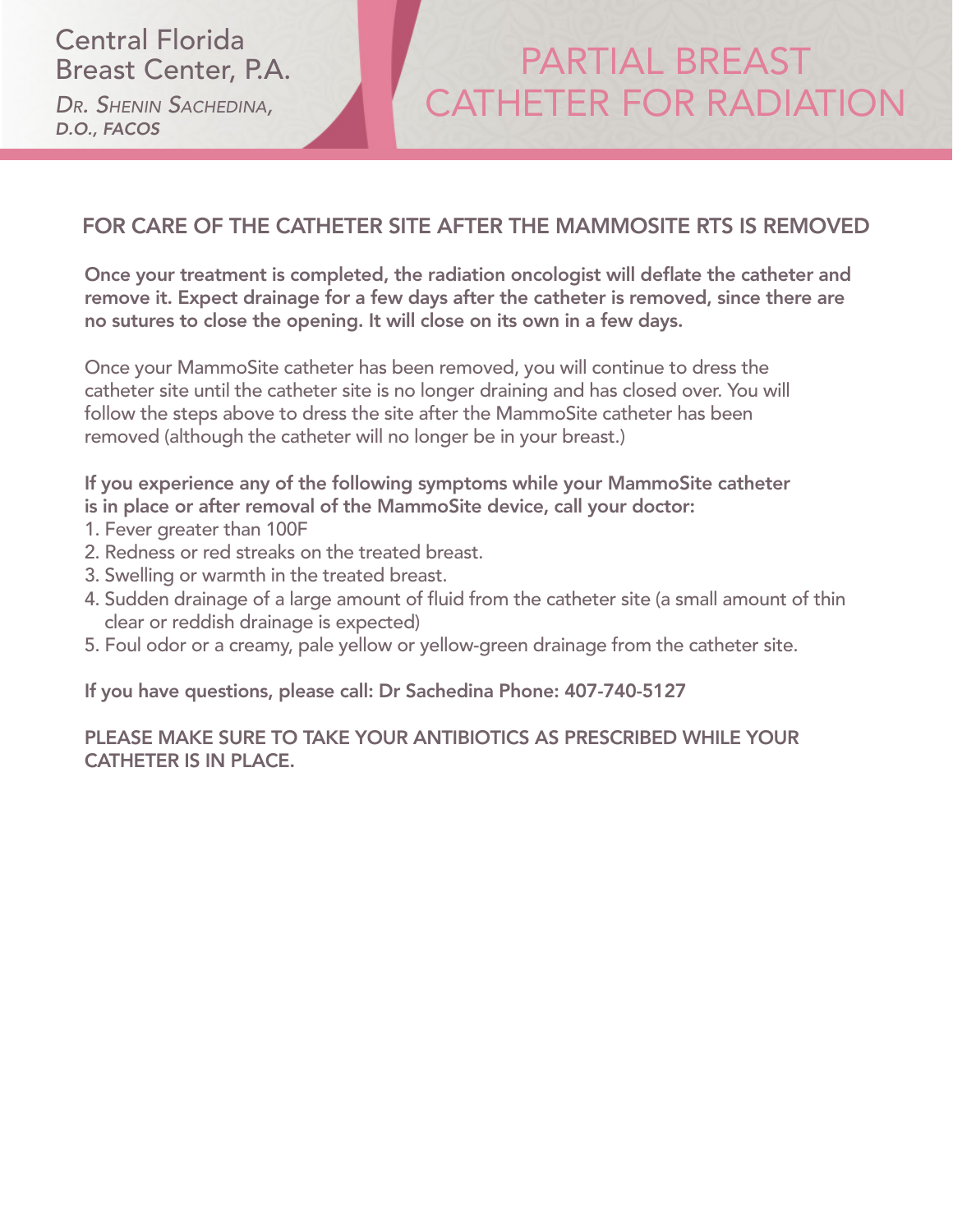Central Florida Breast Center, P.A.

*Dr. Shenin Sachedina, D.O., FACOS*

# PARTIAL BREAST CATHETER FOR RADIATION

## FOR CARE OF THE CATHETER SITE AFTER THE MAMMOSITE RTS IS REMOVED

**Once your treatment is completed, the radiation oncologist will deflate the catheter and remove it. Expect drainage for a few days after the catheter is removed, since there are no sutures to close the opening. It will close on its own in a few days.**

Once your MammoSite catheter has been removed, you will continue to dress the catheter site until the catheter site is no longer draining and has closed over. You will follow the steps above to dress the site after the MammoSite catheter has been removed (although the catheter will no longer be in your breast.)

**If you experience any of the following symptoms while your MammoSite catheter is in place or after removal of the MammoSite device, call your doctor:**

1. Fever greater than 100F
2. Redness or red streaks on the treated breast.
3. Swelling or warmth in the treated breast.
4. Sudden drainage of a large amount of fluid from the catheter site (a small amount of thin clear or reddish drainage is expected)
5. Foul odor or a creamy, pale yellow or yellow-green drainage from the catheter site.

**If you have questions, please call: Dr Sachedina Phone: 407-740-5127**

**PLEASE MAKE SURE TO TAKE YOUR ANTIBIOTICS AS PRESCRIBED WHILE YOUR CATHETER IS IN PLACE.**